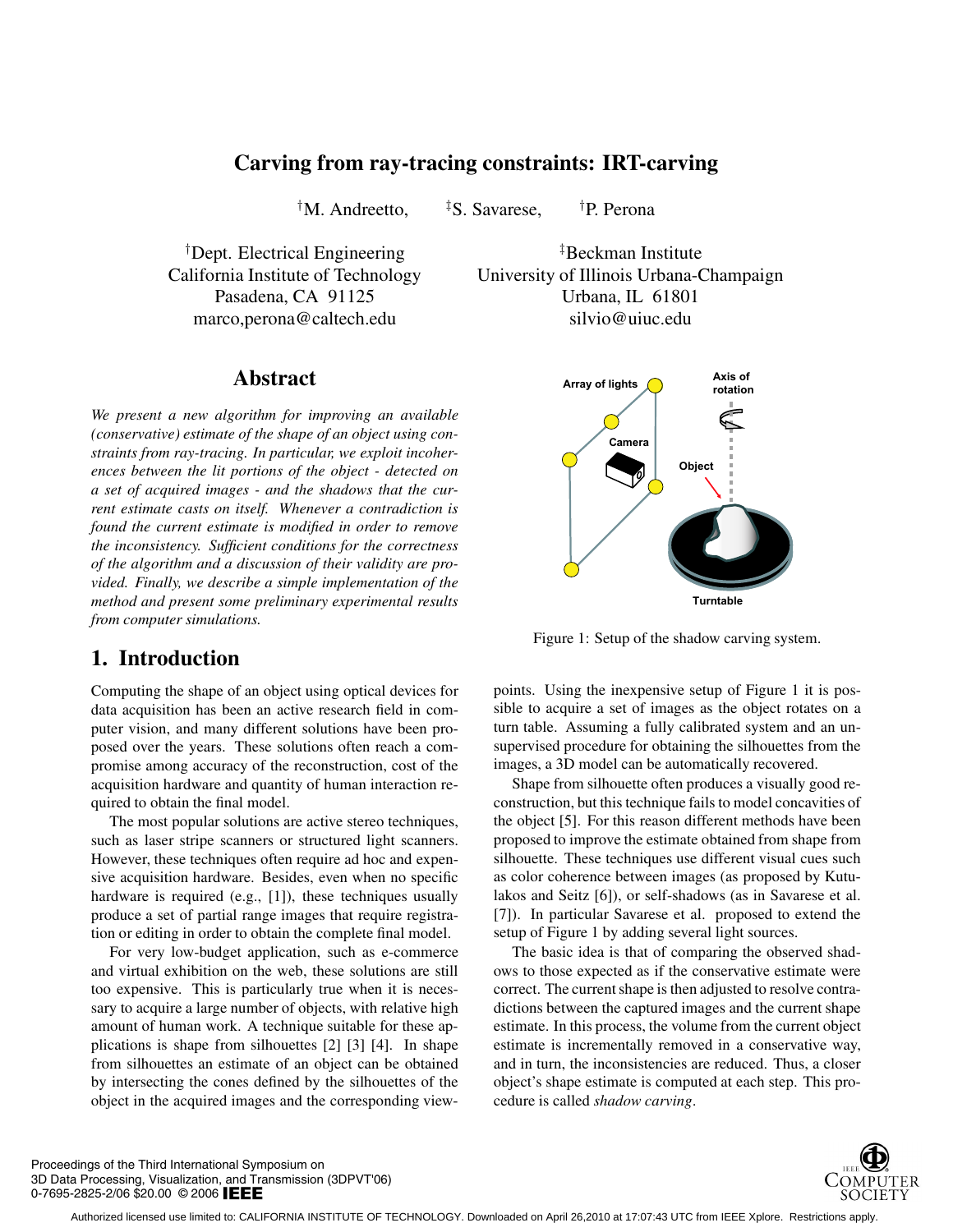# Carving from ray-tracing constraints: IRT-carving

[†]M. Andreetto, [‡]S. Savarese, [†]P. Perona

[†]Dept. Electrical Engineering
California Institute of Technology
Pasadena, CA 91125
marco,perona@caltech.edu

[‡]Beckman Institute
University of Illinois Urbana-Champaign
Urbana, IL 61801
silvio@uiuc.edu

## Abstract

*We present a new algorithm for improving an available (conservative) estimate of the shape of an object using constraints from ray-tracing. In particular, we exploit incoherences between the lit portions of the object - detected on a set of acquired images - and the shadows that the current estimate casts on itself. Whenever a contradiction is found the current estimate is modified in order to remove the inconsistency. Sufficient conditions for the correctness of the algorithm and a discussion of their validity are provided. Finally, we describe a simple implementation of the method and present some preliminary experimental results from computer simulations.*

## 1. Introduction

Computing the shape of an object using optical devices for data acquisition has been an active research field in computer vision, and many different solutions have been proposed over the years. These solutions often reach a compromise among accuracy of the reconstruction, cost of the acquisition hardware and quantity of human interaction required to obtain the final model.

The most popular solutions are active stereo techniques, such as laser stripe scanners or structured light scanners. However, these techniques often require ad hoc and expensive acquisition hardware. Besides, even when no specific hardware is required (e.g., [1]), these techniques usually produce a set of partial range images that require registration or editing in order to obtain the complete final model.

For very low-budget application, such as e-commerce and virtual exhibition on the web, these solutions are still too expensive. This is particularly true when it is necessary to acquire a large number of objects, with relative high amount of human work. A technique suitable for these applications is shape from silhouettes [2] [3] [4]. In shape from silhouettes an estimate of an object can be obtained by intersecting the cones defined by the silhouettes of the object in the acquired images and the corresponding viewpoints. Using the inexpensive setup of Figure 1 it is possible to acquire a set of images as the object rotates on a turn table. Assuming a fully calibrated system and an unsupervised procedure for obtaining the silhouettes from the images, a 3D model can be automatically recovered.

Figure 1: Setup of the shadow carving system.

Shape from silhouette often produces a visually good reconstruction, but this technique fails to model concavities of the object [5]. For this reason different methods have been proposed to improve the estimate obtained from shape from silhouette. These techniques use different visual cues such as color coherence between images (as proposed by Kutulakos and Seitz [6]), or self-shadows (as in Savarese et al. [7]). In particular Savarese et al. proposed to extend the setup of Figure 1 by adding several light sources.

The basic idea is that of comparing the observed shadows to those expected as if the conservative estimate were correct. The current shape is then adjusted to resolve contradictions between the captured images and the current shape estimate. In this process, the volume from the current object estimate is incrementally removed in a conservative way, and in turn, the inconsistencies are reduced. Thus, a closer object's shape estimate is computed at each step. This procedure is called *shadow carving*.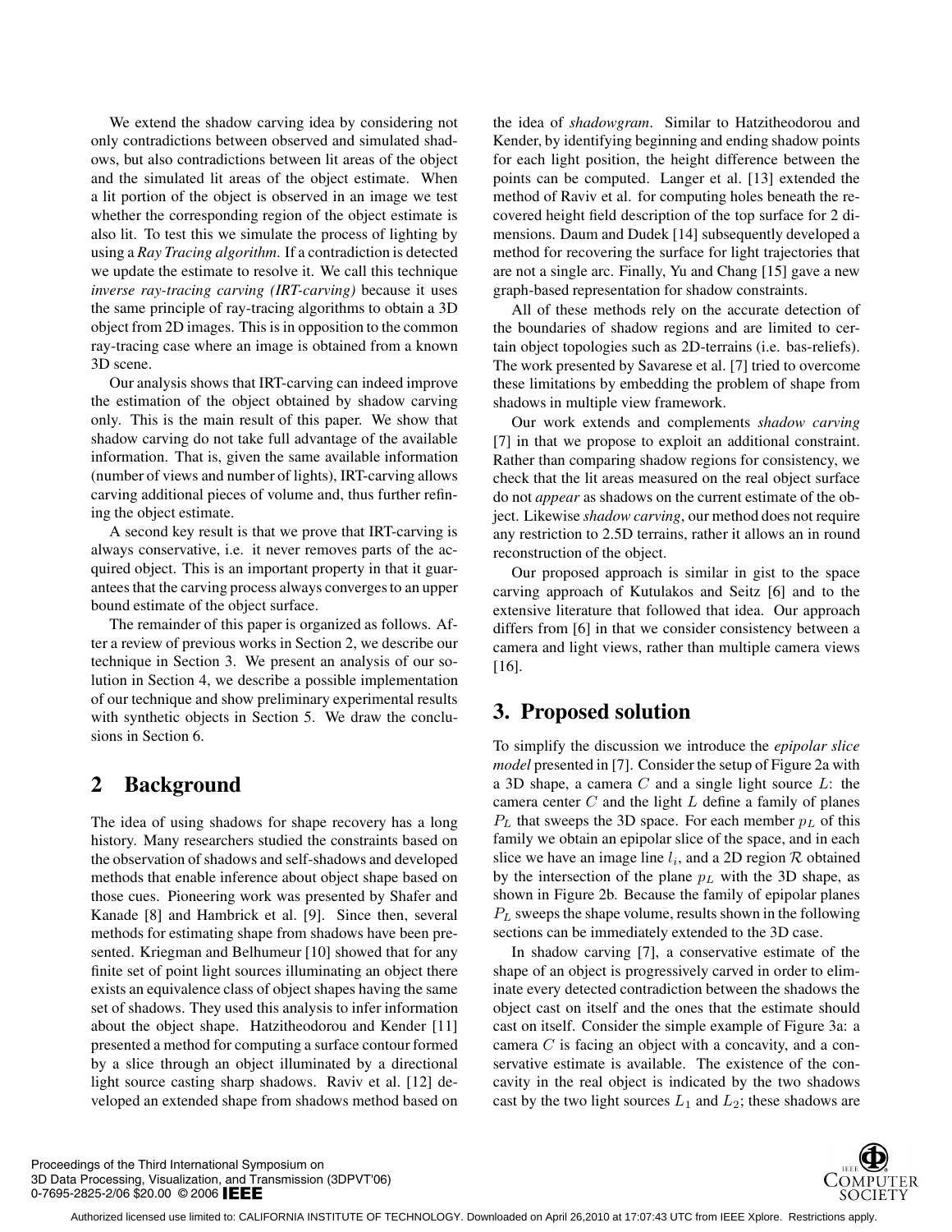We extend the shadow carving idea by considering not only contradictions between observed and simulated shadows, but also contradictions between lit areas of the object and the simulated lit areas of the object estimate. When a lit portion of the object is observed in an image we test whether the corresponding region of the object estimate is also lit. To test this we simulate the process of lighting by using a *Ray Tracing algorithm*. If a contradiction is detected we update the estimate to resolve it. We call this technique *inverse ray-tracing carving (IRT-carving)* because it uses the same principle of ray-tracing algorithms to obtain a 3D object from 2D images. This is in opposition to the common ray-tracing case where an image is obtained from a known 3D scene.

Our analysis shows that IRT-carving can indeed improve the estimation of the object obtained by shadow carving only. This is the main result of this paper. We show that shadow carving do not take full advantage of the available information. That is, given the same available information (number of views and number of lights), IRT-carving allows carving additional pieces of volume and, thus further refining the object estimate.

A second key result is that we prove that IRT-carving is always conservative, i.e. it never removes parts of the acquired object. This is an important property in that it guarantees that the carving process always converges to an upper bound estimate of the object surface.

The remainder of this paper is organized as follows. After a review of previous works in Section 2, we describe our technique in Section 3. We present an analysis of our solution in Section 4, we describe a possible implementation of our technique and show preliminary experimental results with synthetic objects in Section 5. We draw the conclusions in Section 6.

## 2 Background

The idea of using shadows for shape recovery has a long history. Many researchers studied the constraints based on the observation of shadows and self-shadows and developed methods that enable inference about object shape based on those cues. Pioneering work was presented by Shafer and Kanade [8] and Hambrick et al. [9]. Since then, several methods for estimating shape from shadows have been presented. Kriegman and Belhumeur [10] showed that for any finite set of point light sources illuminating an object there exists an equivalence class of object shapes having the same set of shadows. They used this analysis to infer information about the object shape. Hatzitheodorou and Kender [11] presented a method for computing a surface contour formed by a slice through an object illuminated by a directional light source casting sharp shadows. Raviv et al. [12] developed an extended shape from shadows method based on the idea of *shadowgram*. Similar to Hatzitheodorou and Kender, by identifying beginning and ending shadow points for each light position, the height difference between the points can be computed. Langer et al. [13] extended the method of Raviv et al. for computing holes beneath the recovered height field description of the top surface for 2 dimensions. Daum and Dudek [14] subsequently developed a method for recovering the surface for light trajectories that are not a single arc. Finally, Yu and Chang [15] gave a new graph-based representation for shadow constraints.

All of these methods rely on the accurate detection of the boundaries of shadow regions and are limited to certain object topologies such as 2D-terrains (i.e. bas-reliefs). The work presented by Savarese et al. [7] tried to overcome these limitations by embedding the problem of shape from shadows in multiple view framework.

Our work extends and complements *shadow carving* [7] in that we propose to exploit an additional constraint. Rather than comparing shadow regions for consistency, we check that the lit areas measured on the real object surface do not *appear* as shadows on the current estimate of the object. Likewise *shadow carving*, our method does not require any restriction to 2.5D terrains, rather it allows an in round reconstruction of the object.

Our proposed approach is similar in gist to the space carving approach of Kutulakos and Seitz [6] and to the extensive literature that followed that idea. Our approach differs from [6] in that we consider consistency between a camera and light views, rather than multiple camera views [16].

## 3. Proposed solution

To simplify the discussion we introduce the *epipolar slice model* presented in [7]. Consider the setup of Figure 2a with a 3D shape, a camera $C$ and a single light source $L$: the camera center $C$ and the light $L$ define a family of planes $P_L$ that sweeps the 3D space. For each member $p_L$ of this family we obtain an epipolar slice of the space, and in each slice we have an image line $l_i$, and a 2D region $\mathcal{R}$ obtained by the intersection of the plane $p_L$ with the 3D shape, as shown in Figure 2b. Because the family of epipolar planes $P_L$ sweeps the shape volume, results shown in the following sections can be immediately extended to the 3D case.

In shadow carving [7], a conservative estimate of the shape of an object is progressively carved in order to eliminate every detected contradiction between the shadows the object cast on itself and the ones that the estimate should cast on itself. Consider the simple example of Figure 3a: a camera $C$ is facing an object with a concavity, and a conservative estimate is available. The existence of the concavity in the real object is indicated by the two shadows cast by the two light sources $L_1$ and $L_2$; these shadows are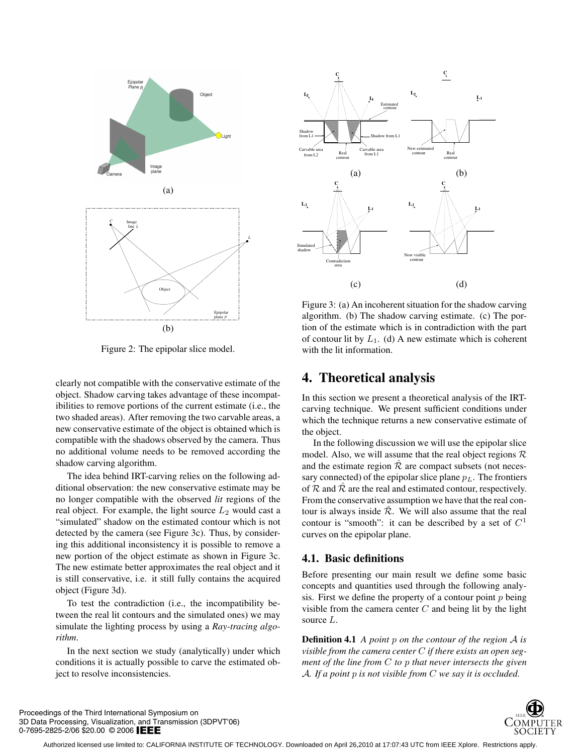Figure 2: The epipolar slice model.

Figure 3: (a) An incoherent situation for the shadow carving algorithm. (b) The shadow carving estimate. (c) The portion of the estimate which is in contradiction with the part of contour lit by $L_1$. (d) A new estimate which is coherent with the lit information.

clearly not compatible with the conservative estimate of the object. Shadow carving takes advantage of these incompatibilities to remove portions of the current estimate (i.e., the two shaded areas). After removing the two carvable areas, a new conservative estimate of the object is obtained which is compatible with the shadows observed by the camera. Thus no additional volume needs to be removed according the shadow carving algorithm.

The idea behind IRT-carving relies on the following additional observation: the new conservative estimate may be no longer compatible with the observed *lit* regions of the real object. For example, the light source $L_2$ would cast a "simulated" shadow on the estimated contour which is not detected by the camera (see Figure 3c). Thus, by considering this additional inconsistency it is possible to remove a new portion of the object estimate as shown in Figure 3c. The new estimate better approximates the real object and it is still conservative, i.e. it still fully contains the acquired object (Figure 3d).

To test the contradiction (i.e., the incompatibility between the real lit contours and the simulated ones) we may simulate the lighting process by using a *Ray-tracing algorithm*.

In the next section we study (analytically) under which conditions it is actually possible to carve the estimated object to resolve inconsistencies.

# 4. Theoretical analysis

In this section we present a theoretical analysis of the IRT-carving technique. We present sufficient conditions under which the technique returns a new conservative estimate of the object.

In the following discussion we will use the epipolar slice model. Also, we will assume that the real object regions $\mathcal{R}$ and the estimate region $\hat{\mathcal{R}}$ are compact subsets (not necessary connected) of the epipolar slice plane $p_L$. The frontiers of $\mathcal{R}$ and $\hat{\mathcal{R}}$ are the real and estimated contour, respectively. From the conservative assumption we have that the real contour is always inside $\hat{\mathcal{R}}$. We will also assume that the real contour is "smooth": it can be described by a set of $C^1$ curves on the epipolar plane.

## 4.1. Basic definitions

Before presenting our main result we define some basic concepts and quantities used through the following analysis. First we define the property of a contour point $p$ being visible from the camera center $C$ and being lit by the light source $L$.

**Definition 4.1** *A point $p$ on the contour of the region $\mathcal{A}$ is visible from the camera center $C$ if there exists an open segment of the line from $C$ to $p$ that never intersects the given $\mathcal{A}$. If a point $p$ is not visible from $C$ we say it is occluded.*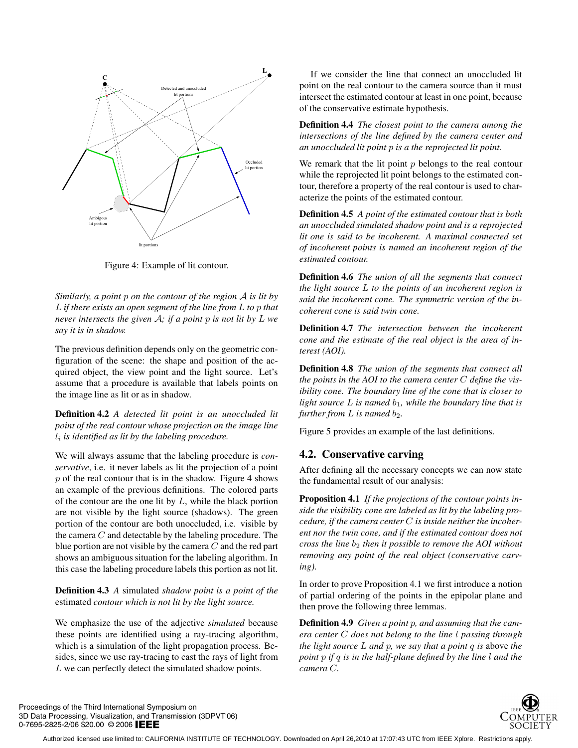Figure 4: Example of lit contour.

*Similarly, a point $p$ on the contour of the region $\mathcal{A}$ is lit by $L$ if there exists an open segment of the line from $L$ to $p$ that never intersects the given $\mathcal{A}$; if a point $p$ is not lit by $L$ we say it is in shadow.*

The previous definition depends only on the geometric configuration of the scene: the shape and position of the acquired object, the view point and the light source. Let's assume that a procedure is available that labels points on the image line as lit or as in shadow.

**Definition 4.2** *A detected lit point is an unoccluded lit point of the real contour whose projection on the image line $l_i$ is identified as lit by the labeling procedure.*

We will always assume that the labeling procedure is *conservative*, i.e. it never labels as lit the projection of a point $p$ of the real contour that is in the shadow. Figure 4 shows an example of the previous definitions. The colored parts of the contour are the one lit by $L$, while the black portion are not visible by the light source (shadows). The green portion of the contour are both unoccluded, i.e. visible by the camera $C$ and detectable by the labeling procedure. The blue portion are not visible by the camera $C$ and the red part shows an ambiguous situation for the labeling algorithm. In this case the labeling procedure labels this portion as not lit.

**Definition 4.3** *A* simulated *shadow point is a point of the* estimated *contour which is not lit by the light source.*

We emphasize the use of the adjective *simulated* because these points are identified using a ray-tracing algorithm, which is a simulation of the light propagation process. Besides, since we use ray-tracing to cast the rays of light from $L$ we can perfectly detect the simulated shadow points.

If we consider the line that connect an unoccluded lit point on the real contour to the camera source than it must intersect the estimated contour at least in one point, because of the conservative estimate hypothesis.

**Definition 4.4** *The closest point to the camera among the intersections of the line defined by the camera center and an unoccluded lit point $p$ is a the reprojected lit point.*

We remark that the lit point $p$ belongs to the real contour while the reprojected lit point belongs to the estimated contour, therefore a property of the real contour is used to characterize the points of the estimated contour.

**Definition 4.5** *A point of the estimated contour that is both an unoccluded simulated shadow point and is a reprojected lit one is said to be incoherent. A maximal connected set of incoherent points is named an incoherent region of the estimated contour.*

**Definition 4.6** *The union of all the segments that connect the light source $L$ to the points of an incoherent region is said the incoherent cone. The symmetric version of the incoherent cone is said twin cone.*

**Definition 4.7** *The intersection between the incoherent cone and the estimate of the real object is the area of interest (AOI).*

**Definition 4.8** *The union of the segments that connect all the points in the AOI to the camera center $C$ define the visibility cone. The boundary line of the cone that is closer to light source $L$ is named $b_1$, while the boundary line that is further from $L$ is named $b_2$.*

Figure 5 provides an example of the last definitions.

## 4.2. Conservative carving

After defining all the necessary concepts we can now state the fundamental result of our analysis:

**Proposition 4.1** *If the projections of the contour points inside the visibility cone are labeled as lit by the labeling procedure, if the camera center $C$ is inside neither the incoherent nor the twin cone, and if the estimated contour does not cross the line $b_2$ then it possible to remove the AOI without removing any point of the real object (conservative carving).*

In order to prove Proposition 4.1 we first introduce a notion of partial ordering of the points in the epipolar plane and then prove the following three lemmas.

**Definition 4.9** *Given a point $p$, and assuming that the camera center $C$ does not belong to the line $l$ passing through the light source $L$ and $p$, we say that a point $q$ is* above *the point $p$ if $q$ is in the half-plane defined by the line $l$ and the camera $C$.*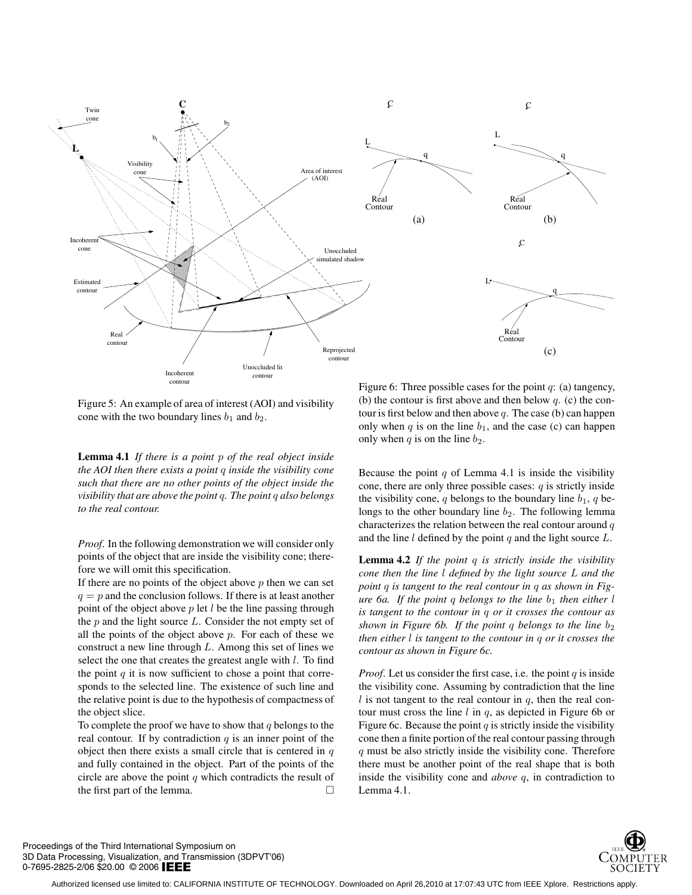Figure 5: An example of area of interest (AOI) and visibility cone with the two boundary lines $b_1$ and $b_2$.

Figure 6: Three possible cases for the point $q$: (a) tangency, (b) the contour is first above and then below $q$. (c) the contour is first below and then above $q$. The case (b) can happen only when $q$ is on the line $b_1$, and the case (c) can happen only when $q$ is on the line $b_2$.

**Lemma 4.1** *If there is a point $p$ of the real object inside the AOI then there exists a point $q$ inside the visibility cone such that there are no other points of the object inside the visibility that are above the point $q$. The point $q$ also belongs to the real contour.*

*Proof.* In the following demonstration we will consider only points of the object that are inside the visibility cone; therefore we will omit this specification.

If there are no points of the object above $p$ then we can set $q = p$ and the conclusion follows. If there is at least another point of the object above $p$ let $l$ be the line passing through the $p$ and the light source $L$. Consider the not empty set of all the points of the object above $p$. For each of these we construct a new line through $L$. Among this set of lines we select the one that creates the greatest angle with $l$. To find the point $q$ it is now sufficient to chose a point that corresponds to the selected line. The existence of such line and the relative point is due to the hypothesis of compactness of the object slice.

To complete the proof we have to show that $q$ belongs to the real contour. If by contradiction $q$ is an inner point of the object then there exists a small circle that is centered in $q$ and fully contained in the object. Part of the points of the circle are above the point $q$ which contradicts the result of the first part of the lemma. □

Because the point $q$ of Lemma 4.1 is inside the visibility cone, there are only three possible cases: $q$ is strictly inside the visibility cone, $q$ belongs to the boundary line $b_1$, $q$ belongs to the other boundary line $b_2$. The following lemma characterizes the relation between the real contour around $q$ and the line $l$ defined by the point $q$ and the light source $L$.

**Lemma 4.2** *If the point $q$ is strictly inside the visibility cone then the line $l$ defined by the light source $L$ and the point $q$ is tangent to the real contour in $q$ as shown in Figure 6a. If the point $q$ belongs to the line $b_1$ then either $l$ is tangent to the contour in $q$ or it crosses the contour as shown in Figure 6b. If the point $q$ belongs to the line $b_2$ then either $l$ is tangent to the contour in $q$ or it crosses the contour as shown in Figure 6c.*

*Proof.* Let us consider the first case, i.e. the point $q$ is inside the visibility cone. Assuming by contradiction that the line $l$ is not tangent to the real contour in $q$, then the real contour must cross the line $l$ in $q$, as depicted in Figure 6b or Figure 6c. Because the point $q$ is strictly inside the visibility cone then a finite portion of the real contour passing through $q$ must be also strictly inside the visibility cone. Therefore there must be another point of the real shape that is both inside the visibility cone and *above* $q$, in contradiction to Lemma 4.1.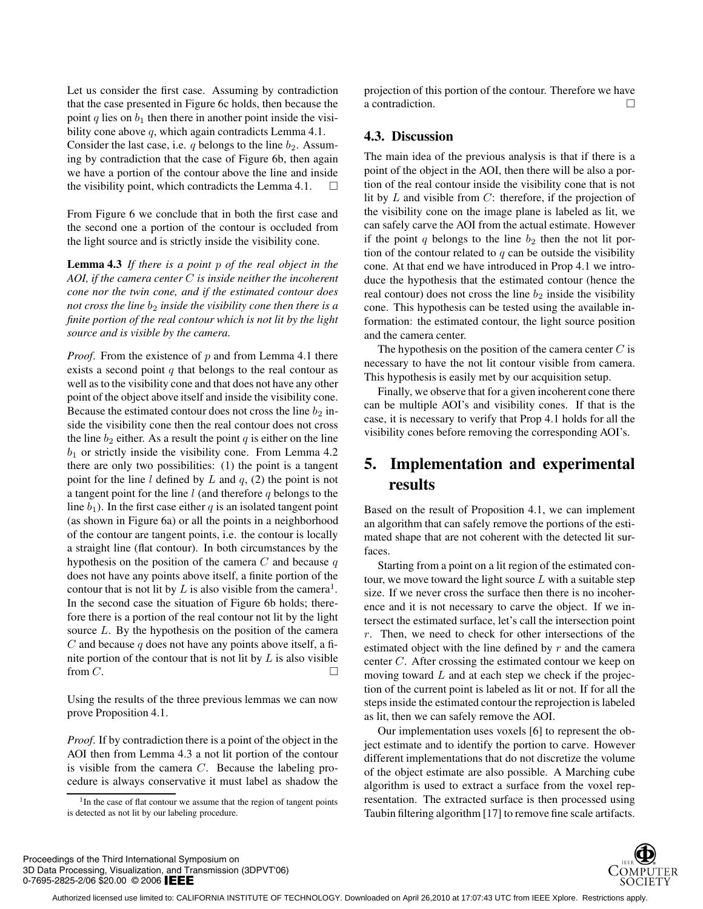Let us consider the first case. Assuming by contradiction that the case presented in Figure 6c holds, then because the point $q$ lies on $b_1$ then there in another point inside the visibility cone above $q$, which again contradicts Lemma 4.1. Consider the last case, i.e. $q$ belongs to the line $b_2$. Assuming by contradiction that the case of Figure 6b, then again we have a portion of the contour above the line and inside the visibility point, which contradicts the Lemma 4.1. □

From Figure 6 we conclude that in both the first case and the second one a portion of the contour is occluded from the light source and is strictly inside the visibility cone.

**Lemma 4.3** *If there is a point $p$ of the real object in the AOI, if the camera center $C$ is inside neither the incoherent cone nor the twin cone, and if the estimated contour does not cross the line $b_2$ inside the visibility cone then there is a finite portion of the real contour which is not lit by the light source and is visible by the camera.*

*Proof.* From the existence of $p$ and from Lemma 4.1 there exists a second point $q$ that belongs to the real contour as well as to the visibility cone and that does not have any other point of the object above itself and inside the visibility cone. Because the estimated contour does not cross the line $b_2$ inside the visibility cone then the real contour does not cross the line $b_2$ either. As a result the point $q$ is either on the line $b_1$ or strictly inside the visibility cone. From Lemma 4.2 there are only two possibilities: (1) the point is a tangent point for the line $l$ defined by $L$ and $q$, (2) the point is not a tangent point for the line $l$ (and therefore $q$ belongs to the line $b_1$). In the first case either $q$ is an isolated tangent point (as shown in Figure 6a) or all the points in a neighborhood of the contour are tangent points, i.e. the contour is locally a straight line (flat contour). In both circumstances by the hypothesis on the position of the camera $C$ and because $q$ does not have any points above itself, a finite portion of the contour that is not lit by $L$ is also visible from the camera[1]. In the second case the situation of Figure 6b holds; therefore there is a portion of the real contour not lit by the light source $L$. By the hypothesis on the position of the camera $C$ and because $q$ does not have any points above itself, a finite portion of the contour that is not lit by $L$ is also visible from $C$. □

Using the results of the three previous lemmas we can now prove Proposition 4.1.

*Proof.* If by contradiction there is a point of the object in the AOI then from Lemma 4.3 a not lit portion of the contour is visible from the camera $C$. Because the labeling procedure is always conservative it must label as shadow the projection of this portion of the contour. Therefore we have a contradiction. □

[1] In the case of flat contour we assume that the region of tangent points is detected as not lit by our labeling procedure.

### 4.3. Discussion

The main idea of the previous analysis is that if there is a point of the object in the AOI, then there will be also a portion of the real contour inside the visibility cone that is not lit by $L$ and visible from $C$: therefore, if the projection of the visibility cone on the image plane is labeled as lit, we can safely carve the AOI from the actual estimate. However if the point $q$ belongs to the line $b_2$ then the not lit portion of the contour related to $q$ can be outside the visibility cone. At that end we have introduced in Prop 4.1 we introduce the hypothesis that the estimated contour (hence the real contour) does not cross the line $b_2$ inside the visibility cone. This hypothesis can be tested using the available information: the estimated contour, the light source position and the camera center.

The hypothesis on the position of the camera center $C$ is necessary to have the not lit contour visible from camera. This hypothesis is easily met by our acquisition setup.

Finally, we observe that for a given incoherent cone there can be multiple AOI's and visibility cones. If that is the case, it is necessary to verify that Prop 4.1 holds for all the visibility cones before removing the corresponding AOI's.

## 5. Implementation and experimental results

Based on the result of Proposition 4.1, we can implement an algorithm that can safely remove the portions of the estimated shape that are not coherent with the detected lit surfaces.

Starting from a point on a lit region of the estimated contour, we move toward the light source $L$ with a suitable step size. If we never cross the surface then there is no incoherence and it is not necessary to carve the object. If we intersect the estimated surface, let's call the intersection point $r$. Then, we need to check for other intersections of the estimated object with the line defined by $r$ and the camera center $C$. After crossing the estimated contour we keep on moving toward $L$ and at each step we check if the projection of the current point is labeled as lit or not. If for all the steps inside the estimated contour the reprojection is labeled as lit, then we can safely remove the AOI.

Our implementation uses voxels [6] to represent the object estimate and to identify the portion to carve. However different implementations that do not discretize the volume of the object estimate are also possible. A Marching cube algorithm is used to extract a surface from the voxel representation. The extracted surface is then processed using Taubin filtering algorithm [17] to remove fine scale artifacts.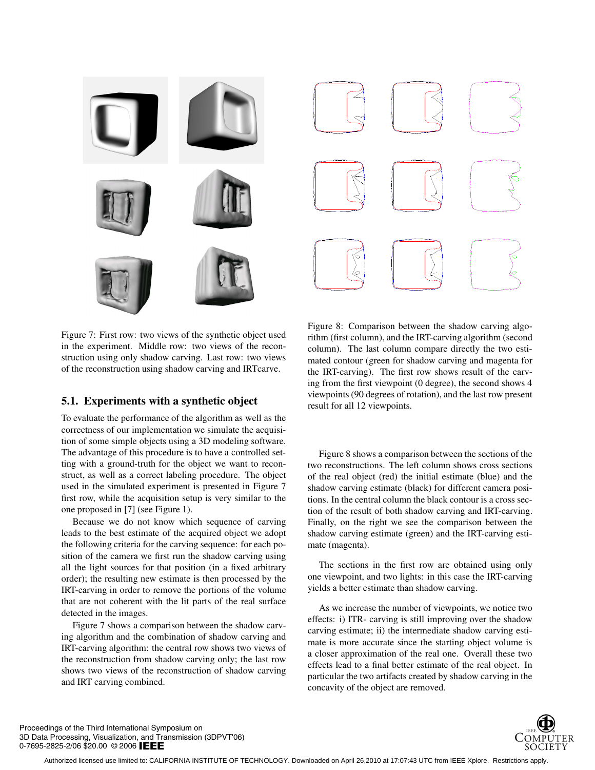Figure 7: First row: two views of the synthetic object used in the experiment. Middle row: two views of the reconstruction using only shadow carving. Last row: two views of the reconstruction using shadow carving and IRTcarve.

Figure 8: Comparison between the shadow carving algorithm (first column), and the IRT-carving algorithm (second column). The last column compare directly the two estimated contour (green for shadow carving and magenta for the IRT-carving). The first row shows result of the carving from the first viewpoint (0 degree), the second shows 4 viewpoints (90 degrees of rotation), and the last row present result for all 12 viewpoints.

### 5.1. Experiments with a synthetic object

To evaluate the performance of the algorithm as well as the correctness of our implementation we simulate the acquisition of some simple objects using a 3D modeling software. The advantage of this procedure is to have a controlled setting with a ground-truth for the object we want to reconstruct, as well as a correct labeling procedure. The object used in the simulated experiment is presented in Figure 7 first row, while the acquisition setup is very similar to the one proposed in [7] (see Figure 1).

Because we do not know which sequence of carving leads to the best estimate of the acquired object we adopt the following criteria for the carving sequence: for each position of the camera we first run the shadow carving using all the light sources for that position (in a fixed arbitrary order); the resulting new estimate is then processed by the IRT-carving in order to remove the portions of the volume that are not coherent with the lit parts of the real surface detected in the images.

Figure 7 shows a comparison between the shadow carving algorithm and the combination of shadow carving and IRT-carving algorithm: the central row shows two views of the reconstruction from shadow carving only; the last row shows two views of the reconstruction of shadow carving and IRT carving combined.

Figure 8 shows a comparison between the sections of the two reconstructions. The left column shows cross sections of the real object (red) the initial estimate (blue) and the shadow carving estimate (black) for different camera positions. In the central column the black contour is a cross section of the result of both shadow carving and IRT-carving. Finally, on the right we see the comparison between the shadow carving estimate (green) and the IRT-carving estimate (magenta).

The sections in the first row are obtained using only one viewpoint, and two lights: in this case the IRT-carving yields a better estimate than shadow carving.

As we increase the number of viewpoints, we notice two effects: i) ITR- carving is still improving over the shadow carving estimate; ii) the intermediate shadow carving estimate is more accurate since the starting object volume is a closer approximation of the real one. Overall these two effects lead to a final better estimate of the real object. In particular the two artifacts created by shadow carving in the concavity of the object are removed.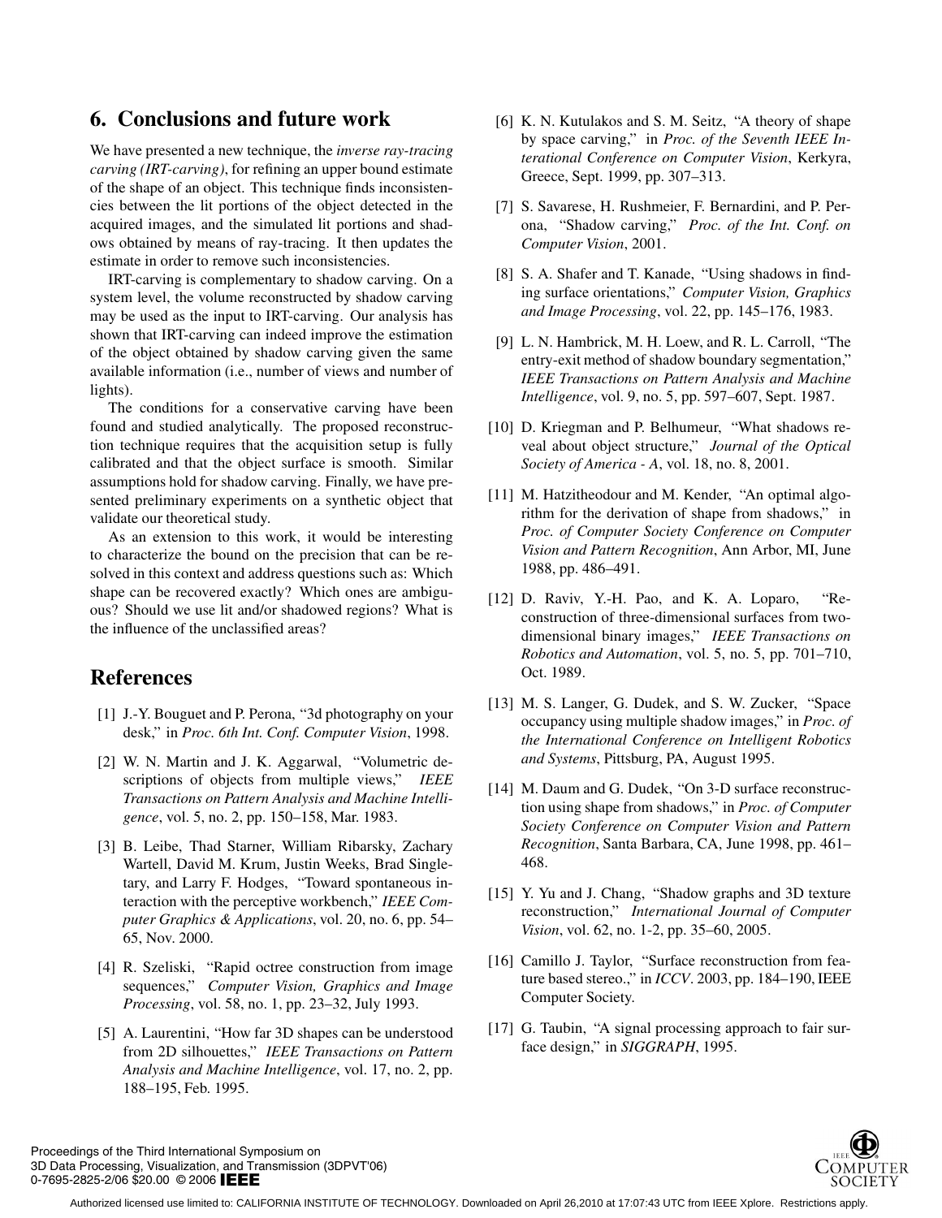## 6. Conclusions and future work

We have presented a new technique, the *inverse ray-tracing carving (IRT-carving)*, for refining an upper bound estimate of the shape of an object. This technique finds inconsistencies between the lit portions of the object detected in the acquired images, and the simulated lit portions and shadows obtained by means of ray-tracing. It then updates the estimate in order to remove such inconsistencies.

IRT-carving is complementary to shadow carving. On a system level, the volume reconstructed by shadow carving may be used as the input to IRT-carving. Our analysis has shown that IRT-carving can indeed improve the estimation of the object obtained by shadow carving given the same available information (i.e., number of views and number of lights).

The conditions for a conservative carving have been found and studied analytically. The proposed reconstruction technique requires that the acquisition setup is fully calibrated and that the object surface is smooth. Similar assumptions hold for shadow carving. Finally, we have presented preliminary experiments on a synthetic object that validate our theoretical study.

As an extension to this work, it would be interesting to characterize the bound on the precision that can be resolved in this context and address questions such as: Which shape can be recovered exactly? Which ones are ambiguous? Should we use lit and/or shadowed regions? What is the influence of the unclassified areas?

## References

[1] J.-Y. Bouguet and P. Perona, "3d photography on your desk," in *Proc. 6th Int. Conf. Computer Vision*, 1998.

[2] W. N. Martin and J. K. Aggarwal, "Volumetric descriptions of objects from multiple views," *IEEE Transactions on Pattern Analysis and Machine Intelligence*, vol. 5, no. 2, pp. 150–158, Mar. 1983.

[3] B. Leibe, Thad Starner, William Ribarsky, Zachary Wartell, David M. Krum, Justin Weeks, Brad Singletary, and Larry F. Hodges, "Toward spontaneous interaction with the perceptive workbench," *IEEE Computer Graphics & Applications*, vol. 20, no. 6, pp. 54–65, Nov. 2000.

[4] R. Szeliski, "Rapid octree construction from image sequences," *Computer Vision, Graphics and Image Processing*, vol. 58, no. 1, pp. 23–32, July 1993.

[5] A. Laurentini, "How far 3D shapes can be understood from 2D silhouettes," *IEEE Transactions on Pattern Analysis and Machine Intelligence*, vol. 17, no. 2, pp. 188–195, Feb. 1995.

[6] K. N. Kutulakos and S. M. Seitz, "A theory of shape by space carving," in *Proc. of the Seventh IEEE Interational Conference on Computer Vision*, Kerkyra, Greece, Sept. 1999, pp. 307–313.

[7] S. Savarese, H. Rushmeier, F. Bernardini, and P. Perona, "Shadow carving," *Proc. of the Int. Conf. on Computer Vision*, 2001.

[8] S. A. Shafer and T. Kanade, "Using shadows in finding surface orientations," *Computer Vision, Graphics and Image Processing*, vol. 22, pp. 145–176, 1983.

[9] L. N. Hambrick, M. H. Loew, and R. L. Carroll, "The entry-exit method of shadow boundary segmentation," *IEEE Transactions on Pattern Analysis and Machine Intelligence*, vol. 9, no. 5, pp. 597–607, Sept. 1987.

[10] D. Kriegman and P. Belhumeur, "What shadows reveal about object structure," *Journal of the Optical Society of America - A*, vol. 18, no. 8, 2001.

[11] M. Hatzitheodour and M. Kender, "An optimal algorithm for the derivation of shape from shadows," in *Proc. of Computer Society Conference on Computer Vision and Pattern Recognition*, Ann Arbor, MI, June 1988, pp. 486–491.

[12] D. Raviv, Y.-H. Pao, and K. A. Loparo, "Reconstruction of three-dimensional surfaces from two-dimensional binary images," *IEEE Transactions on Robotics and Automation*, vol. 5, no. 5, pp. 701–710, Oct. 1989.

[13] M. S. Langer, G. Dudek, and S. W. Zucker, "Space occupancy using multiple shadow images," in *Proc. of the International Conference on Intelligent Robotics and Systems*, Pittsburg, PA, August 1995.

[14] M. Daum and G. Dudek, "On 3-D surface reconstruction using shape from shadows," in *Proc. of Computer Society Conference on Computer Vision and Pattern Recognition*, Santa Barbara, CA, June 1998, pp. 461–468.

[15] Y. Yu and J. Chang, "Shadow graphs and 3D texture reconstruction," *International Journal of Computer Vision*, vol. 62, no. 1-2, pp. 35–60, 2005.

[16] Camillo J. Taylor, "Surface reconstruction from feature based stereo.," in *ICCV*. 2003, pp. 184–190, IEEE Computer Society.

[17] G. Taubin, "A signal processing approach to fair surface design," in *SIGGRAPH*, 1995.